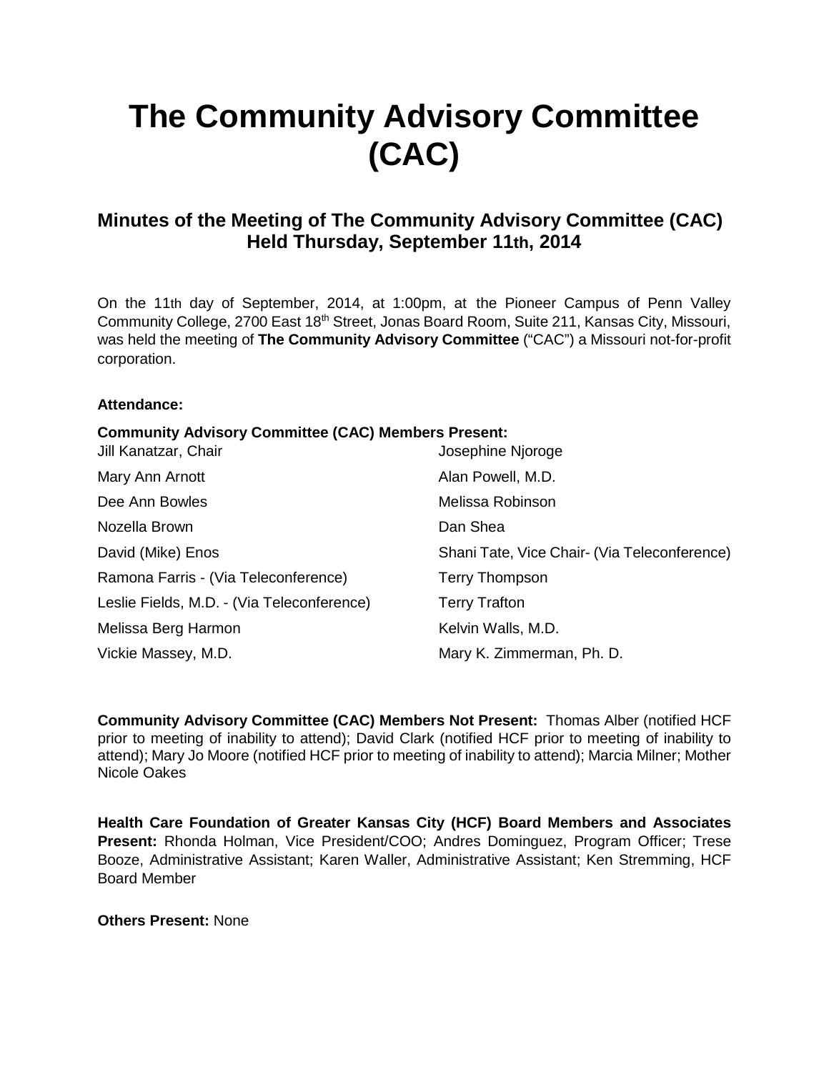# The Community Advisory Committee (CAC)

## Minutes of the Meeting of The Community Advisory Committee (CAC) Held Thursday, September 11th, 2014

On the 11th day of September, 2014, at 1:00pm, at the Pioneer Campus of Penn Valley Community College, 2700 East 18th Street, Jonas Board Room, Suite 211, Kansas City, Missouri, was held the meeting of **The Community Advisory Committee** ("CAC") a Missouri not-for-profit corporation.

**Attendance:**

**Community Advisory Committee (CAC) Members Present:**

Jill Kanatzar, Chair
Mary Ann Arnott
Dee Ann Bowles
Nozella Brown
David (Mike) Enos
Ramona Farris - (Via Teleconference)
Leslie Fields, M.D. - (Via Teleconference)
Melissa Berg Harmon
Vickie Massey, M.D.
Josephine Njoroge
Alan Powell, M.D.
Melissa Robinson
Dan Shea
Shani Tate, Vice Chair- (Via Teleconference)
Terry Thompson
Terry Trafton
Kelvin Walls, M.D.
Mary K. Zimmerman, Ph. D.

**Community Advisory Committee (CAC) Members Not Present:** Thomas Alber (notified HCF prior to meeting of inability to attend); David Clark (notified HCF prior to meeting of inability to attend); Mary Jo Moore (notified HCF prior to meeting of inability to attend); Marcia Milner; Mother Nicole Oakes

**Health Care Foundation of Greater Kansas City (HCF) Board Members and Associates Present:** Rhonda Holman, Vice President/COO; Andres Dominguez, Program Officer; Trese Booze, Administrative Assistant; Karen Waller, Administrative Assistant; Ken Stremming, HCF Board Member

**Others Present:** None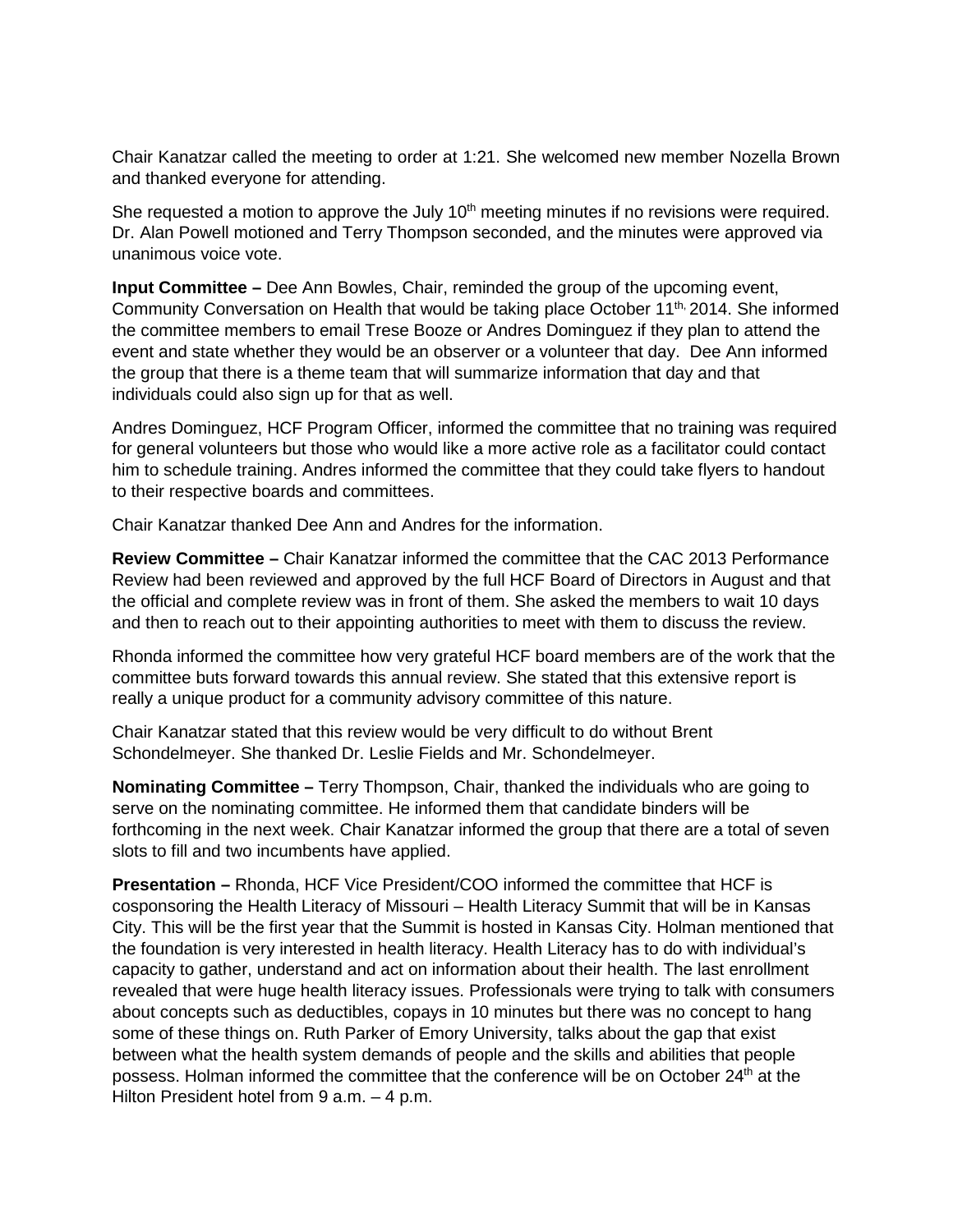Chair Kanatzar called the meeting to order at 1:21. She welcomed new member Nozella Brown and thanked everyone for attending.

She requested a motion to approve the July 10th meeting minutes if no revisions were required. Dr. Alan Powell motioned and Terry Thompson seconded, and the minutes were approved via unanimous voice vote.

**Input Committee –** Dee Ann Bowles, Chair, reminded the group of the upcoming event, Community Conversation on Health that would be taking place October 11th, 2014. She informed the committee members to email Trese Booze or Andres Dominguez if they plan to attend the event and state whether they would be an observer or a volunteer that day. Dee Ann informed the group that there is a theme team that will summarize information that day and that individuals could also sign up for that as well.

Andres Dominguez, HCF Program Officer, informed the committee that no training was required for general volunteers but those who would like a more active role as a facilitator could contact him to schedule training. Andres informed the committee that they could take flyers to handout to their respective boards and committees.

Chair Kanatzar thanked Dee Ann and Andres for the information.

**Review Committee –** Chair Kanatzar informed the committee that the CAC 2013 Performance Review had been reviewed and approved by the full HCF Board of Directors in August and that the official and complete review was in front of them. She asked the members to wait 10 days and then to reach out to their appointing authorities to meet with them to discuss the review.

Rhonda informed the committee how very grateful HCF board members are of the work that the committee buts forward towards this annual review. She stated that this extensive report is really a unique product for a community advisory committee of this nature.

Chair Kanatzar stated that this review would be very difficult to do without Brent Schondelmeyer. She thanked Dr. Leslie Fields and Mr. Schondelmeyer.

**Nominating Committee –** Terry Thompson, Chair, thanked the individuals who are going to serve on the nominating committee. He informed them that candidate binders will be forthcoming in the next week. Chair Kanatzar informed the group that there are a total of seven slots to fill and two incumbents have applied.

**Presentation –** Rhonda, HCF Vice President/COO informed the committee that HCF is cosponsoring the Health Literacy of Missouri – Health Literacy Summit that will be in Kansas City. This will be the first year that the Summit is hosted in Kansas City. Holman mentioned that the foundation is very interested in health literacy. Health Literacy has to do with individual's capacity to gather, understand and act on information about their health. The last enrollment revealed that were huge health literacy issues. Professionals were trying to talk with consumers about concepts such as deductibles, copays in 10 minutes but there was no concept to hang some of these things on. Ruth Parker of Emory University, talks about the gap that exist between what the health system demands of people and the skills and abilities that people possess. Holman informed the committee that the conference will be on October 24th at the Hilton President hotel from 9 a.m. – 4 p.m.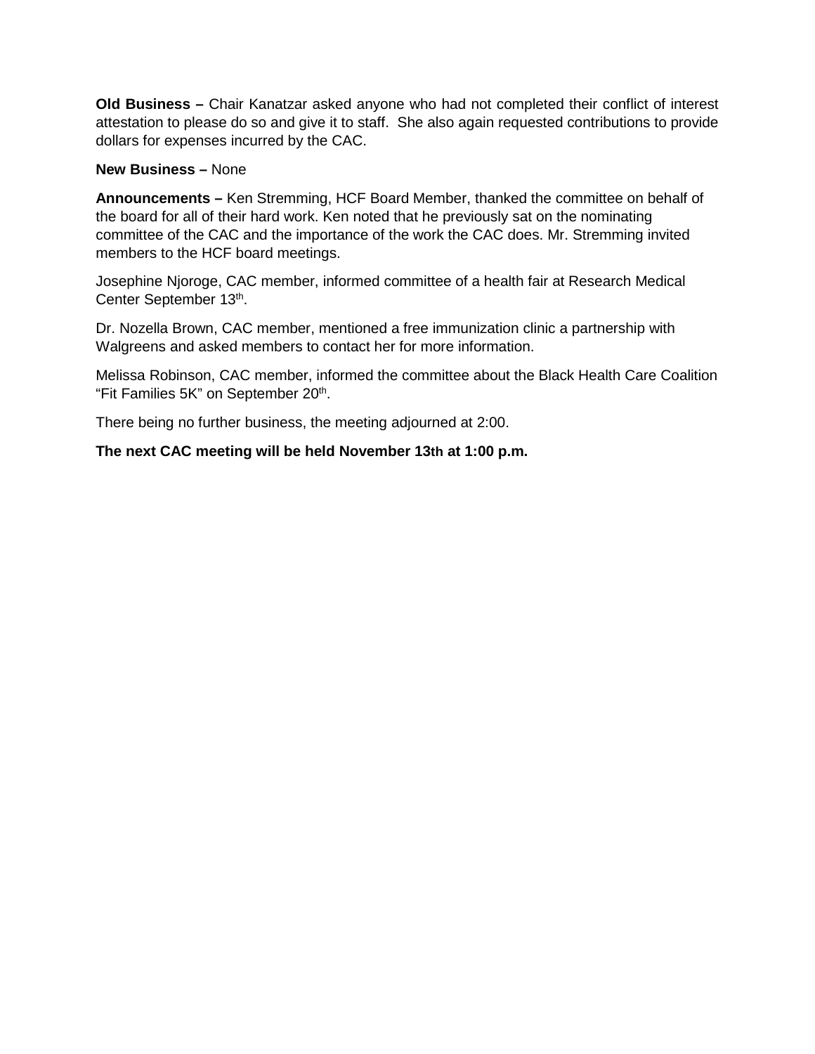**Old Business –** Chair Kanatzar asked anyone who had not completed their conflict of interest attestation to please do so and give it to staff. She also again requested contributions to provide dollars for expenses incurred by the CAC.

**New Business –** None

**Announcements –** Ken Stremming, HCF Board Member, thanked the committee on behalf of the board for all of their hard work. Ken noted that he previously sat on the nominating committee of the CAC and the importance of the work the CAC does. Mr. Stremming invited members to the HCF board meetings.

Josephine Njoroge, CAC member, informed committee of a health fair at Research Medical Center September 13th.

Dr. Nozella Brown, CAC member, mentioned a free immunization clinic a partnership with Walgreens and asked members to contact her for more information.

Melissa Robinson, CAC member, informed the committee about the Black Health Care Coalition "Fit Families 5K" on September 20th.

There being no further business, the meeting adjourned at 2:00.

**The next CAC meeting will be held November 13th at 1:00 p.m.**